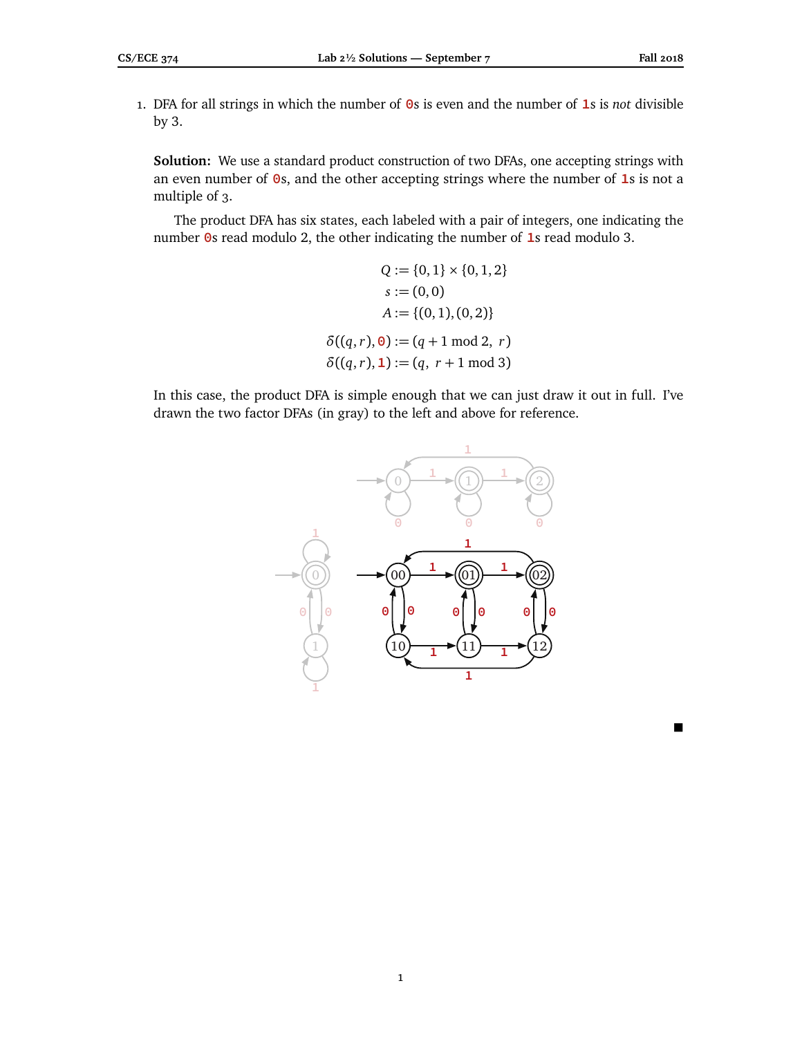1. DFA for all strings in which the number of 0s is even and the number of 1s is *not* divisible by 3.

**Solution:** We use a standard product construction of two DFAs, one accepting strings with an even number of 0s, and the other accepting strings where the number of 1s is not a multiple of 3.

The product DFA has six states, each labeled with a pair of integers, one indicating the number 0s read modulo 2, the other indicating the number of 1s read modulo 3.

$$Q := \{0,1\} \times \{0,1,2\}$$
$$s := (0,0)$$
$$A := \{(0,1),(0,2)\}$$
$$\delta((q,r),\mathtt{0}) := (q+1 \bmod 2,\ r)$$
$$\delta((q,r),\mathtt{1}) := (q,\ r+1 \bmod 3)$$

In this case, the product DFA is simple enough that we can just draw it out in full. I've drawn the two factor DFAs (in gray) to the left and above for reference.

■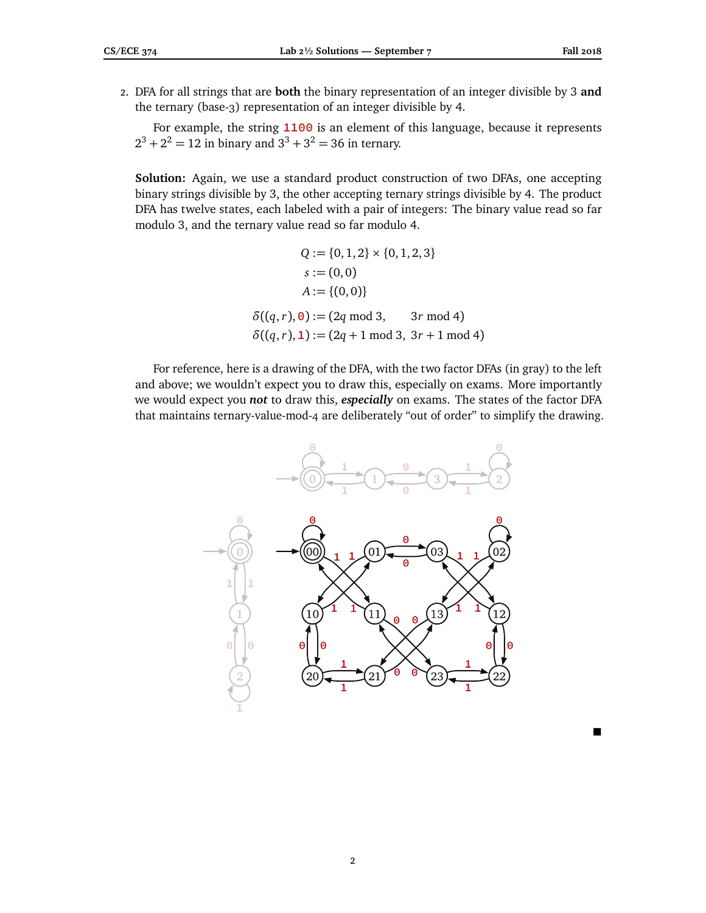2. DFA for all strings that are **both** the binary representation of an integer divisible by 3 **and** the ternary (base-3) representation of an integer divisible by 4.

   For example, the string **1100** is an element of this language, because it represents $2^3 + 2^2 = 12$ in binary and $3^3 + 3^2 = 36$ in ternary.

**Solution:** Again, we use a standard product construction of two DFAs, one accepting binary strings divisible by 3, the other accepting ternary strings divisible by 4. The product DFA has twelve states, each labeled with a pair of integers: The binary value read so far modulo 3, and the ternary value read so far modulo 4.

$$
\begin{aligned}
Q &:= \{0,1,2\} \times \{0,1,2,3\} \\
s &:= (0,0) \\
A &:= \{(0,0)\} \\
\delta((q,r),\mathtt{0}) &:= (2q \bmod 3, \quad 3r \bmod 4) \\
\delta((q,r),\mathtt{1}) &:= (2q+1 \bmod 3, \ 3r+1 \bmod 4)
\end{aligned}
$$

For reference, here is a drawing of the DFA, with the two factor DFAs (in gray) to the left and above; we wouldn't expect you to draw this, especially on exams. More importantly we would expect you ***not*** to draw this, ***especially*** on exams. The states of the factor DFA that maintains ternary-value-mod-4 are deliberately "out of order" to simplify the drawing.

■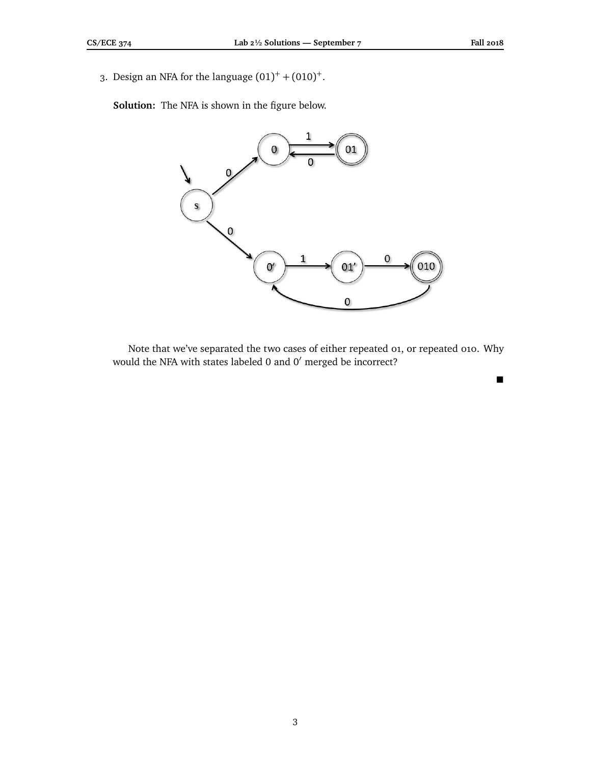3. Design an NFA for the language $(01)^+ + (010)^+$.

**Solution:** The NFA is shown in the figure below.

Note that we've separated the two cases of either repeated 01, or repeated 010. Why would the NFA with states labeled 0 and $0'$ merged be incorrect?

■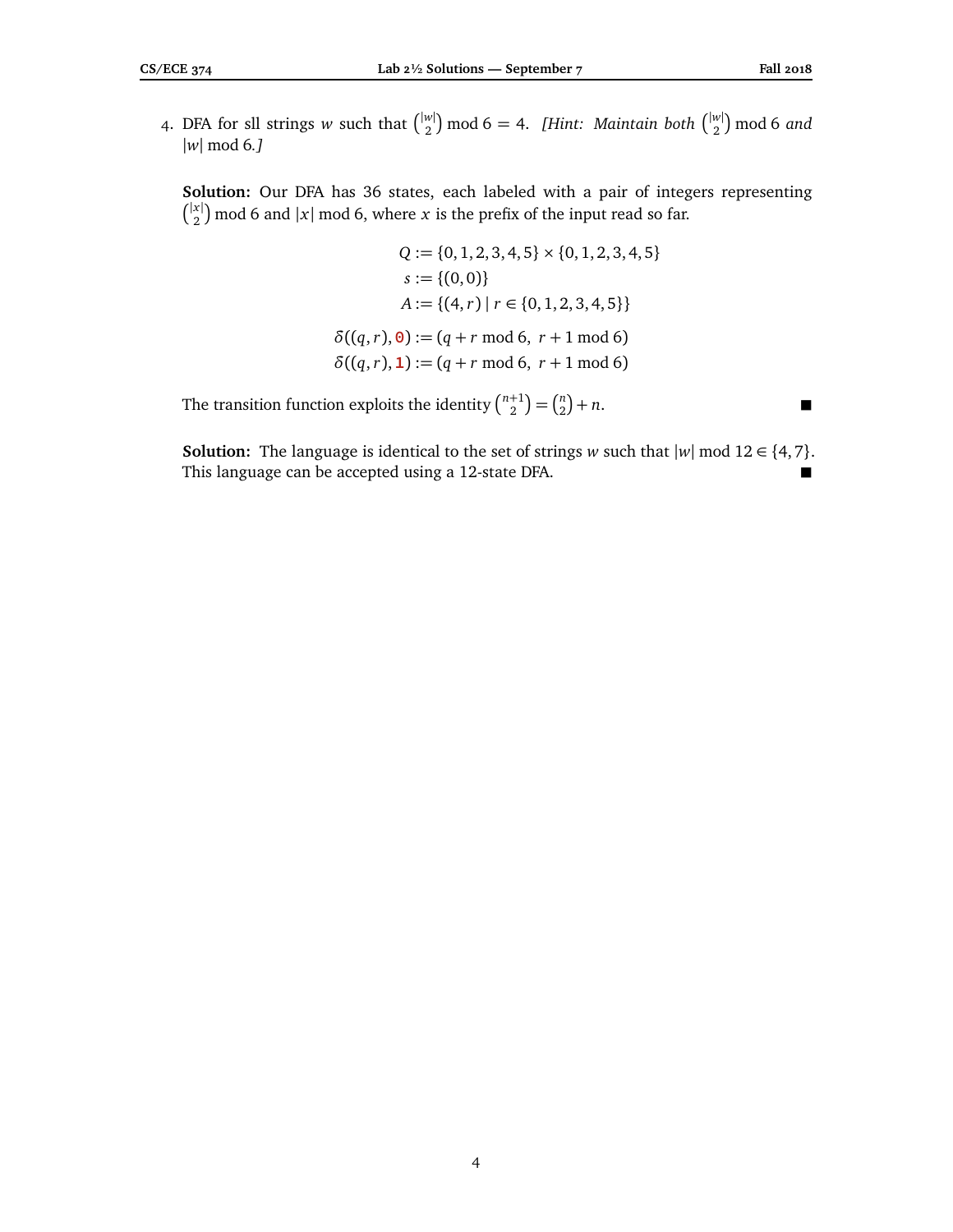4. DFA for sll strings $w$ such that $\binom{|w|}{2} \bmod 6 = 4$. *[Hint: Maintain both $\binom{|w|}{2} \bmod 6$ and $|w| \bmod 6$.]*

**Solution:** Our DFA has 36 states, each labeled with a pair of integers representing $\binom{|x|}{2} \bmod 6$ and $|x| \bmod 6$, where $x$ is the prefix of the input read so far.

$$Q := \{0,1,2,3,4,5\} \times \{0,1,2,3,4,5\}$$
$$s := \{(0,0)\}$$
$$A := \{(4,r) \mid r \in \{0,1,2,3,4,5\}\}$$
$$\delta((q,r),\mathtt{0}) := (q + r \bmod 6,\ r + 1 \bmod 6)$$
$$\delta((q,r),\mathtt{1}) := (q + r \bmod 6,\ r + 1 \bmod 6)$$

The transition function exploits the identity $\binom{n+1}{2} = \binom{n}{2} + n$. ■

**Solution:** The language is identical to the set of strings $w$ such that $|w| \bmod 12 \in \{4,7\}$. This language can be accepted using a 12-state DFA. ■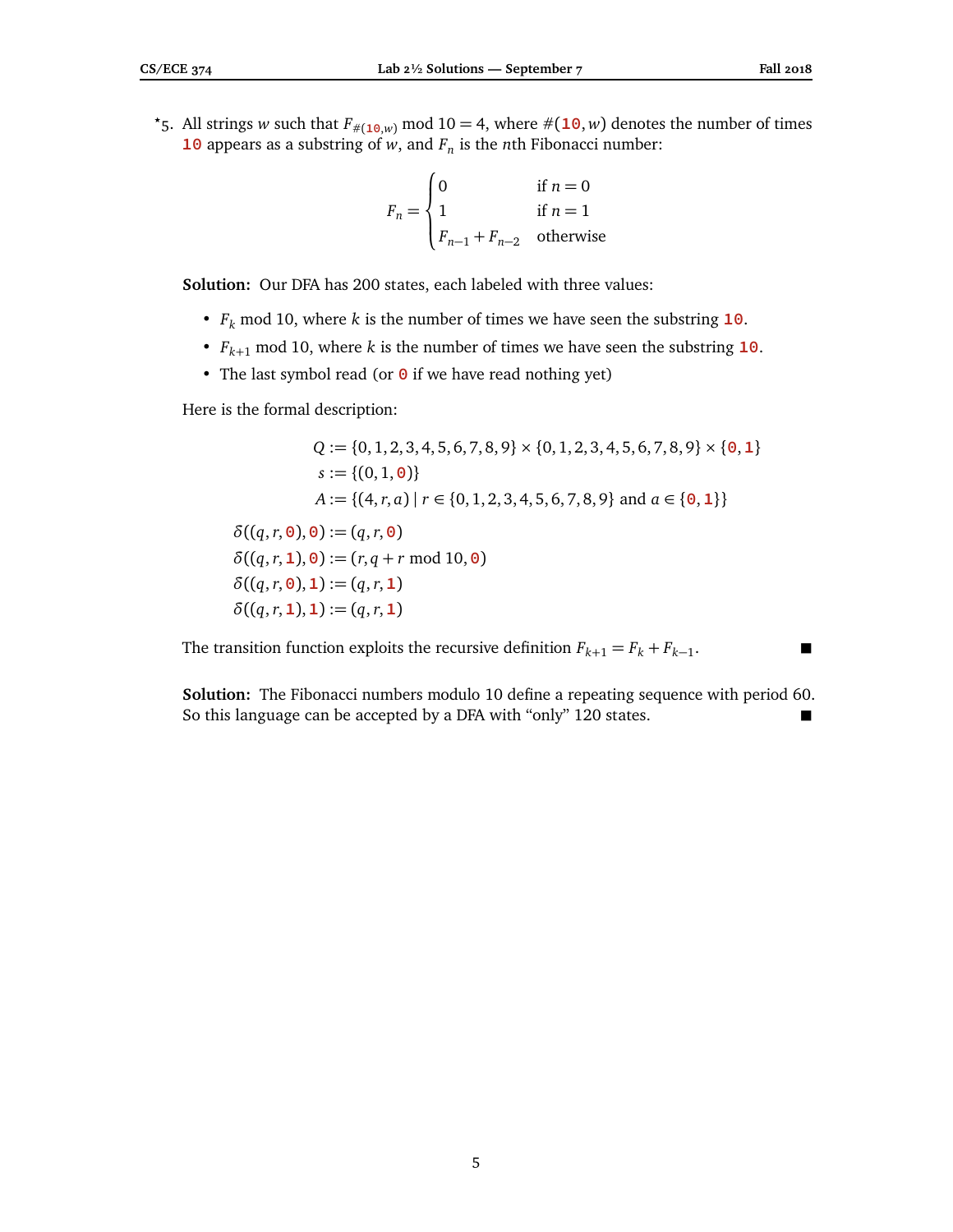*5. All strings $w$ such that $F_{\#(\texttt{10},w)} \bmod 10 = 4$, where $\#(\texttt{10}, w)$ denotes the number of times `10` appears as a substring of $w$, and $F_n$ is the $n$th Fibonacci number:

$$F_n = \begin{cases} 0 & \text{if } n = 0 \\ 1 & \text{if } n = 1 \\ F_{n-1} + F_{n-2} & \text{otherwise} \end{cases}$$

**Solution:** Our DFA has 200 states, each labeled with three values:

- $F_k \bmod 10$, where $k$ is the number of times we have seen the substring `10`.
- $F_{k+1} \bmod 10$, where $k$ is the number of times we have seen the substring `10`.
- The last symbol read (or `0` if we have read nothing yet)

Here is the formal description:

$$Q := \{0,1,2,3,4,5,6,7,8,9\} \times \{0,1,2,3,4,5,6,7,8,9\} \times \{\texttt{0},\texttt{1}\}$$
$$s := \{(0,1,\texttt{0})\}$$
$$A := \{(4,r,a) \mid r \in \{0,1,2,3,4,5,6,7,8,9\} \text{ and } a \in \{\texttt{0},\texttt{1}\}\}$$

$$\delta((q,r,\texttt{0}),\texttt{0}) := (q,r,\texttt{0})$$
$$\delta((q,r,\texttt{1}),\texttt{0}) := (r,q+r \bmod 10,\texttt{0})$$
$$\delta((q,r,\texttt{0}),\texttt{1}) := (q,r,\texttt{1})$$
$$\delta((q,r,\texttt{1}),\texttt{1}) := (q,r,\texttt{1})$$

The transition function exploits the recursive definition $F_{k+1} = F_k + F_{k-1}$. ■

**Solution:** The Fibonacci numbers modulo 10 define a repeating sequence with period 60. So this language can be accepted by a DFA with "only" 120 states. ■